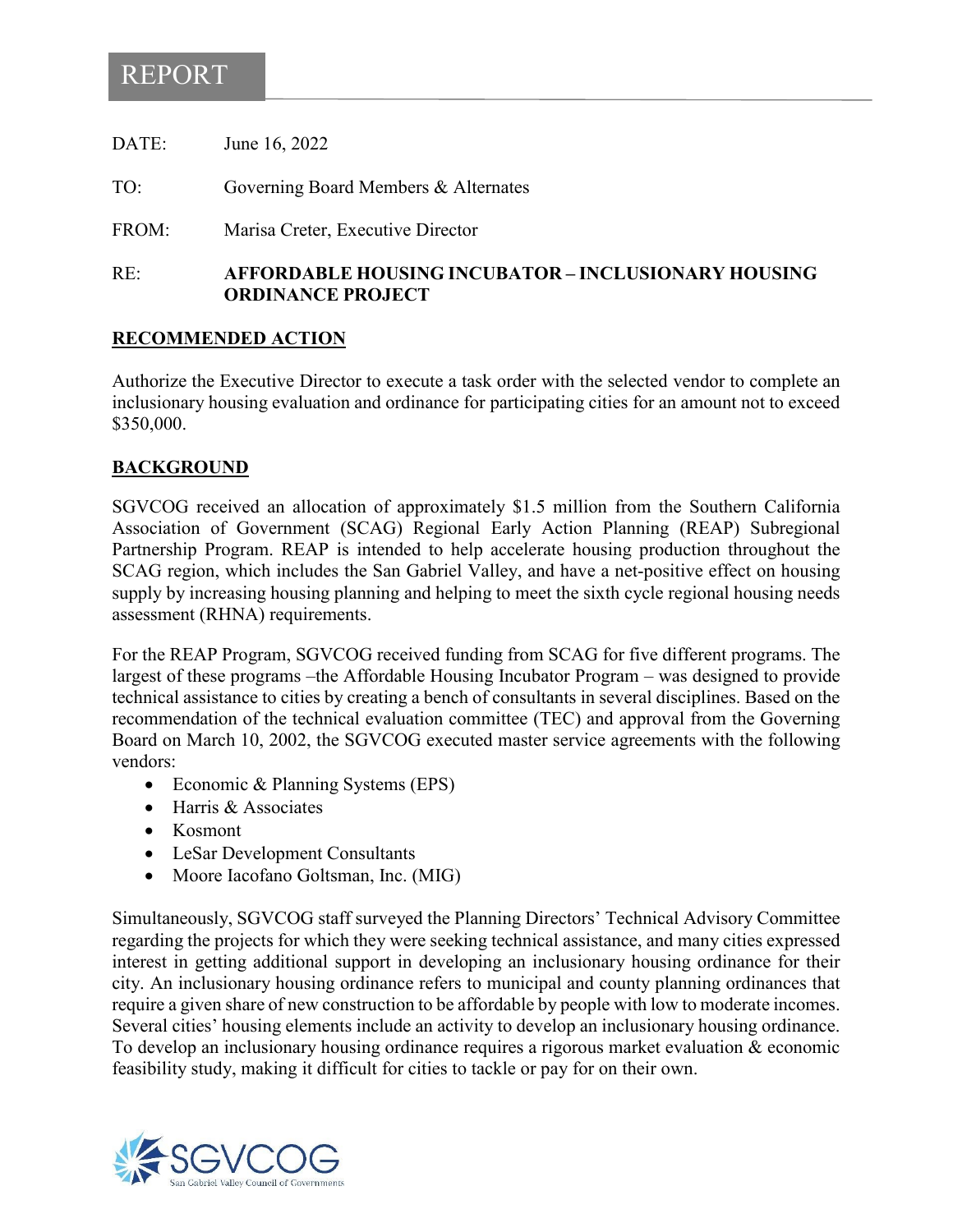# REPORT

DATE: June 16, 2022

TO: Governing Board Members & Alternates

FROM: Marisa Creter, Executive Director

RE: **AFFORDABLE HOUSING INCUBATOR – INCLUSIONARY HOUSING ORDINANCE PROJECT**

## RECOMMENDED ACTION

Authorize the Executive Director to execute a task order with the selected vendor to complete an inclusionary housing evaluation and ordinance for participating cities for an amount not to exceed $350,000.

## BACKGROUND

SGVCOG received an allocation of approximately $1.5 million from the Southern California Association of Government (SCAG) Regional Early Action Planning (REAP) Subregional Partnership Program. REAP is intended to help accelerate housing production throughout the SCAG region, which includes the San Gabriel Valley, and have a net-positive effect on housing supply by increasing housing planning and helping to meet the sixth cycle regional housing needs assessment (RHNA) requirements.

For the REAP Program, SGVCOG received funding from SCAG for five different programs. The largest of these programs –the Affordable Housing Incubator Program – was designed to provide technical assistance to cities by creating a bench of consultants in several disciplines. Based on the recommendation of the technical evaluation committee (TEC) and approval from the Governing Board on March 10, 2002, the SGVCOG executed master service agreements with the following vendors:

- Economic & Planning Systems (EPS)
- Harris & Associates
- Kosmont
- LeSar Development Consultants
- Moore Iacofano Goltsman, Inc. (MIG)

Simultaneously, SGVCOG staff surveyed the Planning Directors' Technical Advisory Committee regarding the projects for which they were seeking technical assistance, and many cities expressed interest in getting additional support in developing an inclusionary housing ordinance for their city. An inclusionary housing ordinance refers to municipal and county planning ordinances that require a given share of new construction to be affordable by people with low to moderate incomes. Several cities' housing elements include an activity to develop an inclusionary housing ordinance. To develop an inclusionary housing ordinance requires a rigorous market evaluation & economic feasibility study, making it difficult for cities to tackle or pay for on their own.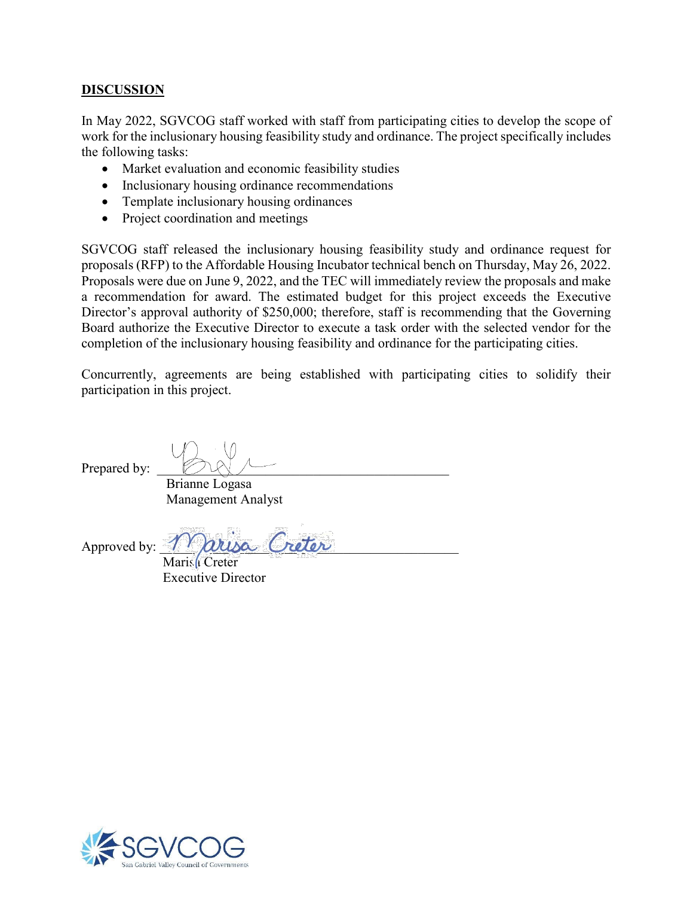**DISCUSSION**

In May 2022, SGVCOG staff worked with staff from participating cities to develop the scope of work for the inclusionary housing feasibility study and ordinance. The project specifically includes the following tasks:

- Market evaluation and economic feasibility studies
- Inclusionary housing ordinance recommendations
- Template inclusionary housing ordinances
- Project coordination and meetings

SGVCOG staff released the inclusionary housing feasibility study and ordinance request for proposals (RFP) to the Affordable Housing Incubator technical bench on Thursday, May 26, 2022. Proposals were due on June 9, 2022, and the TEC will immediately review the proposals and make a recommendation for award. The estimated budget for this project exceeds the Executive Director's approval authority of $250,000; therefore, staff is recommending that the Governing Board authorize the Executive Director to execute a task order with the selected vendor for the completion of the inclusionary housing feasibility and ordinance for the participating cities.

Concurrently, agreements are being established with participating cities to solidify their participation in this project.

Prepared by: ______________________________
Brianne Logasa
Management Analyst

Approved by: ______________________________
Marisa Creter
Executive Director